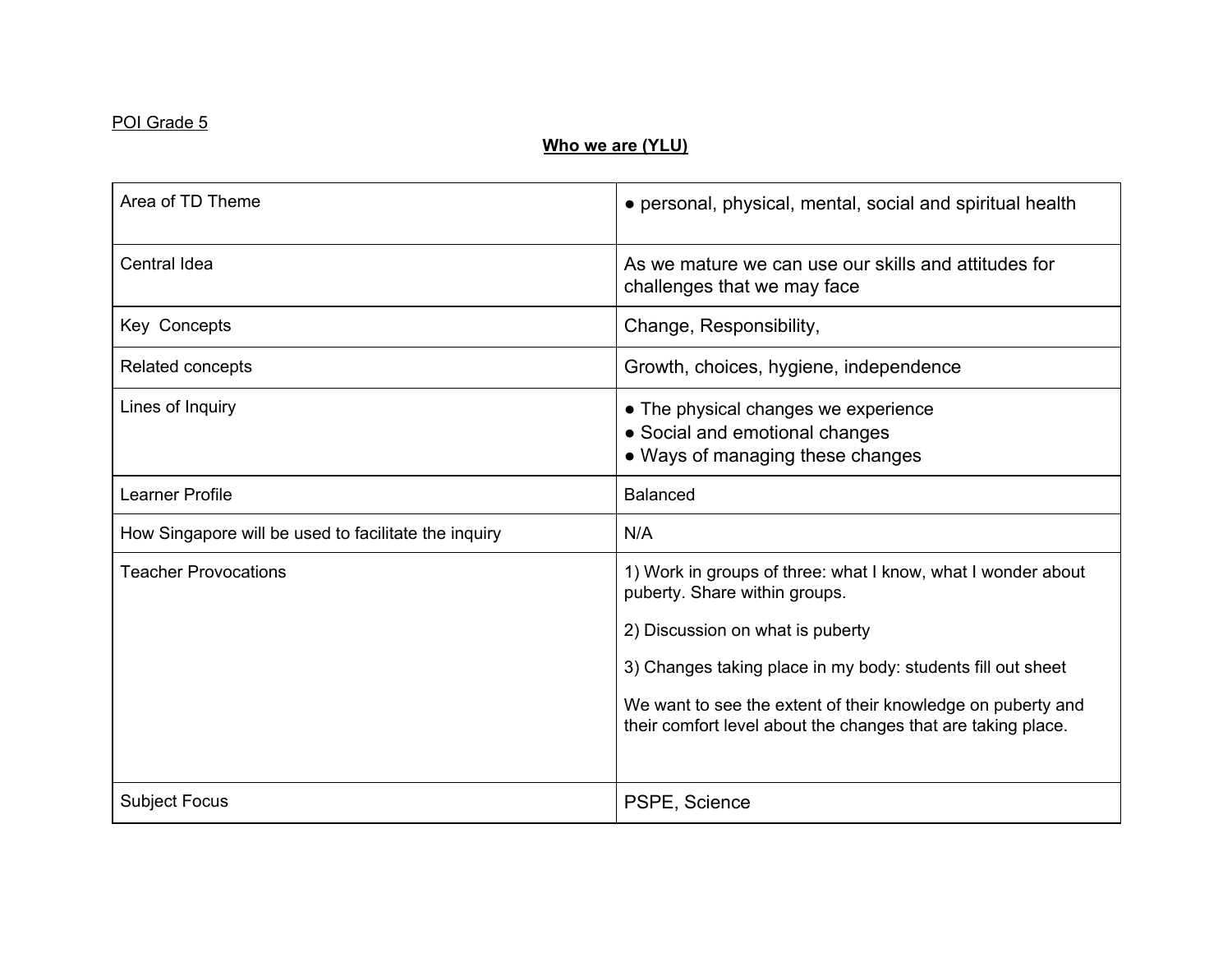POI Grade 5

## Who we are (YLU)

| Area of TD Theme | ● personal, physical, mental, social and spiritual health |
|---|---|
| Central Idea | As we mature we can use our skills and attitudes for challenges that we may face |
| Key Concepts | Change, Responsibility, |
| Related concepts | Growth, choices, hygiene, independence |
| Lines of Inquiry | ● The physical changes we experience<br>● Social and emotional changes<br>● Ways of managing these changes |
| Learner Profile | Balanced |
| How Singapore will be used to facilitate the inquiry | N/A |
| Teacher Provocations | 1) Work in groups of three: what I know, what I wonder about puberty. Share within groups.<br><br>2) Discussion on what is puberty<br><br>3) Changes taking place in my body: students fill out sheet<br><br>We want to see the extent of their knowledge on puberty and their comfort level about the changes that are taking place. |
| Subject Focus | PSPE, Science |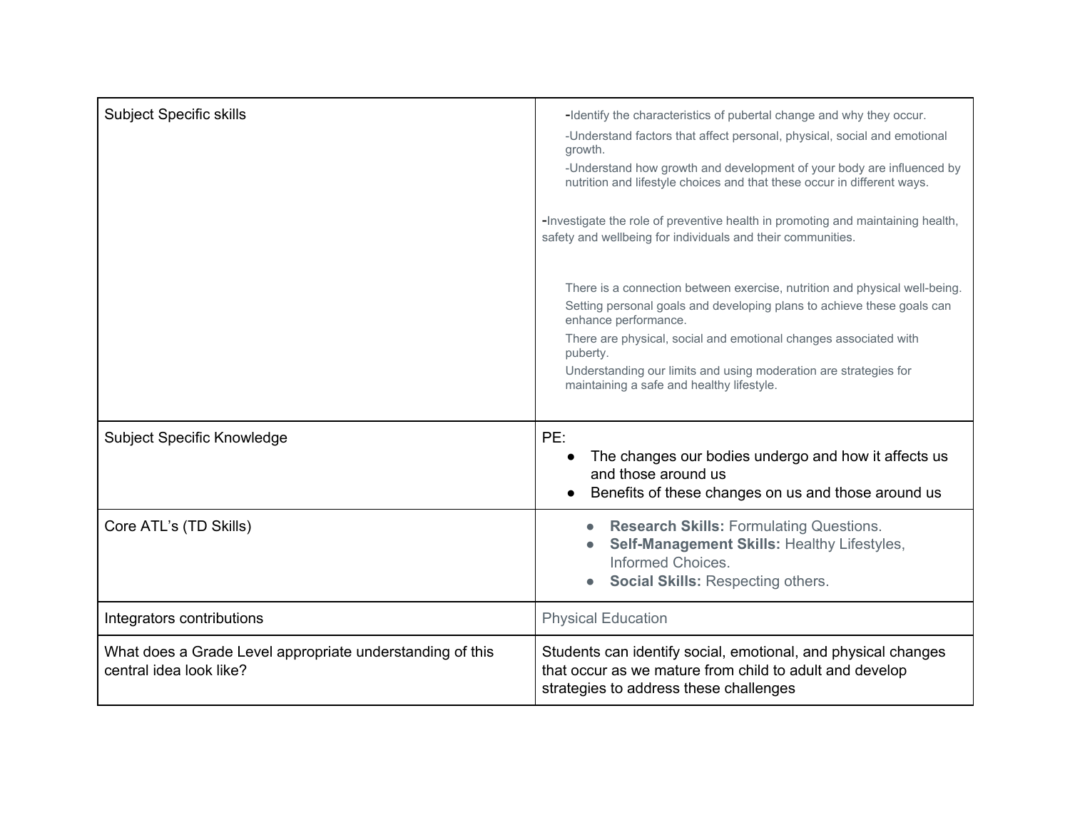| | |
|---|---|
| Subject Specific skills | -Identify the characteristics of pubertal change and why they occur.<br>-Understand factors that affect personal, physical, social and emotional growth.<br>-Understand how growth and development of your body are influenced by nutrition and lifestyle choices and that these occur in different ways.<br><br>-Investigate the role of preventive health in promoting and maintaining health, safety and wellbeing for individuals and their communities.<br><br>There is a connection between exercise, nutrition and physical well-being.<br>Setting personal goals and developing plans to achieve these goals can enhance performance.<br>There are physical, social and emotional changes associated with puberty.<br>Understanding our limits and using moderation are strategies for maintaining a safe and healthy lifestyle. |
| Subject Specific Knowledge | PE:<br>● The changes our bodies undergo and how it affects us and those around us<br>● Benefits of these changes on us and those around us |
| Core ATL's (TD Skills) | ● **Research Skills:** Formulating Questions.<br>● **Self-Management Skills:** Healthy Lifestyles, Informed Choices.<br>● **Social Skills:** Respecting others. |
| Integrators contributions | Physical Education |
| What does a Grade Level appropriate understanding of this central idea look like? | Students can identify social, emotional, and physical changes that occur as we mature from child to adult and develop strategies to address these challenges |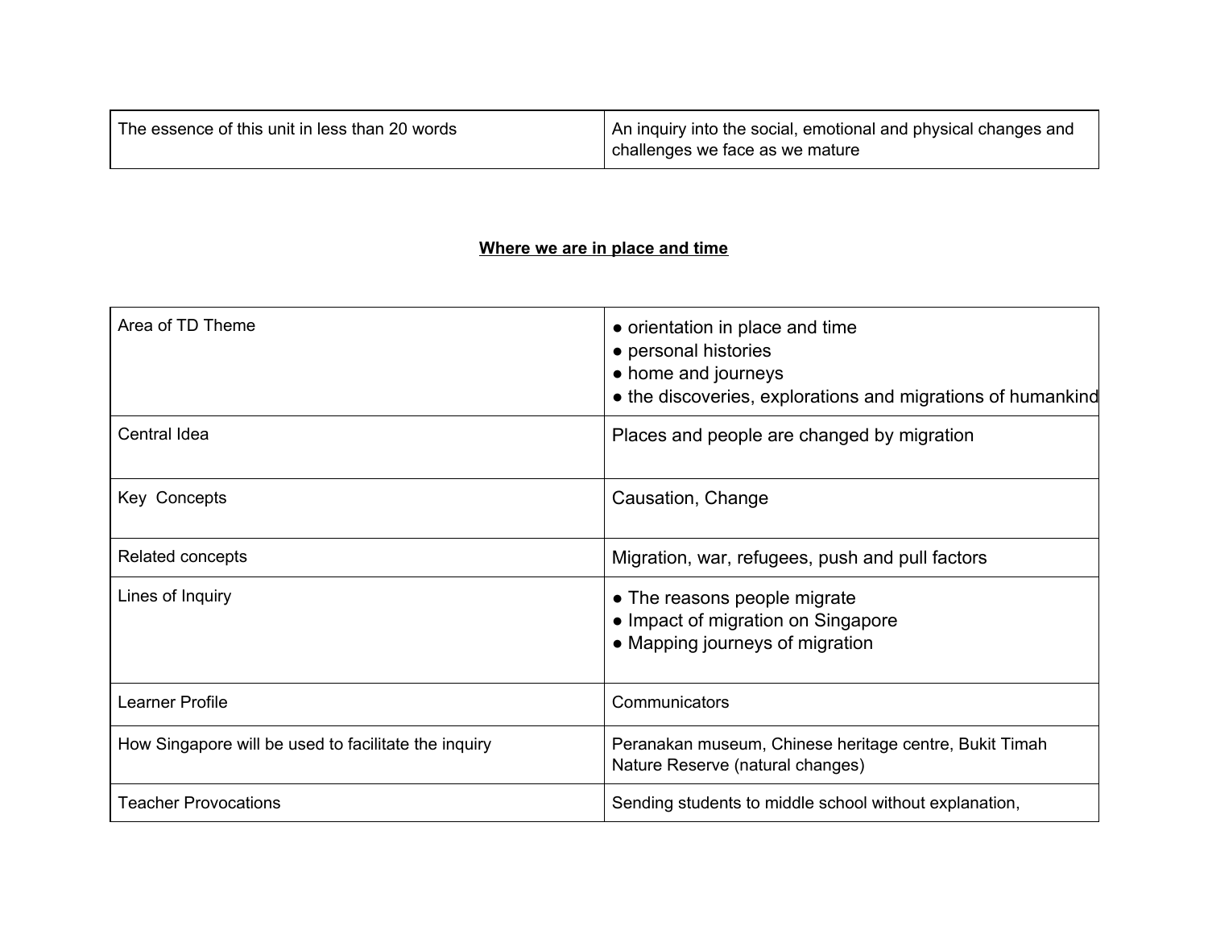| The essence of this unit in less than 20 words | An inquiry into the social, emotional and physical changes and challenges we face as we mature |
| --- | --- |

## **Where we are in place and time**

| Area of TD Theme | ● orientation in place and time<br>● personal histories<br>● home and journeys<br>● the discoveries, explorations and migrations of humankind |
| --- | --- |
| Central Idea | Places and people are changed by migration |
| Key Concepts | Causation, Change |
| Related concepts | Migration, war, refugees, push and pull factors |
| Lines of Inquiry | ● The reasons people migrate<br>● Impact of migration on Singapore<br>● Mapping journeys of migration |
| Learner Profile | Communicators |
| How Singapore will be used to facilitate the inquiry | Peranakan museum, Chinese heritage centre, Bukit Timah Nature Reserve (natural changes) |
| Teacher Provocations | Sending students to middle school without explanation, |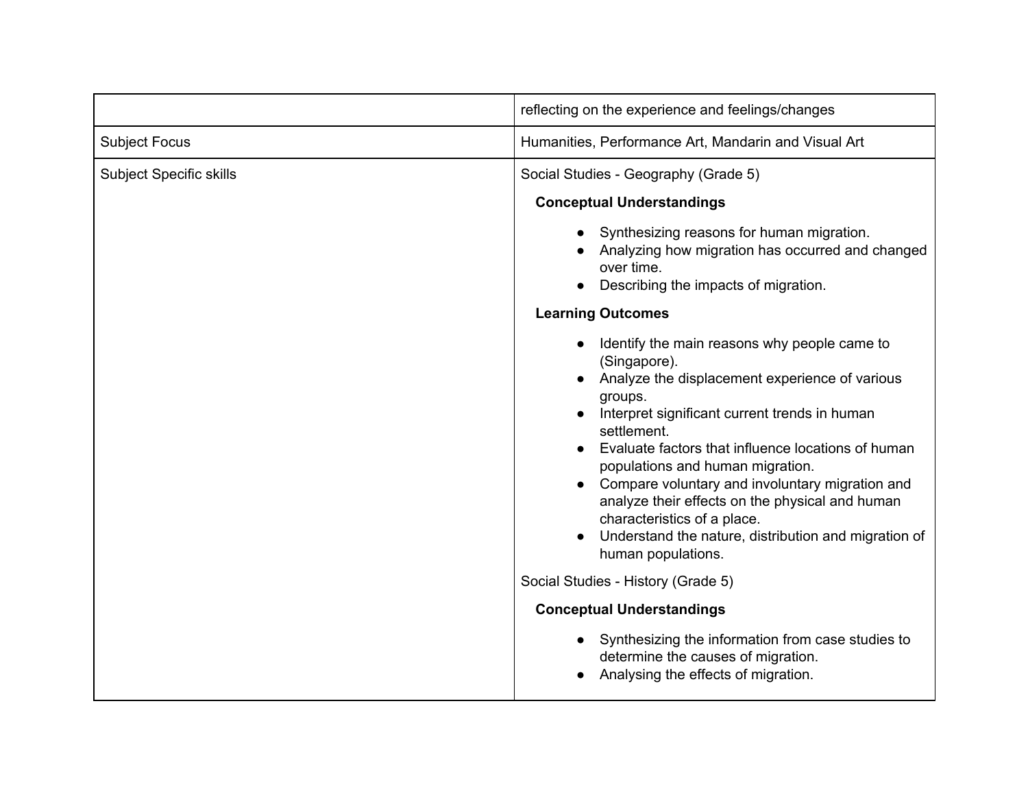| | |
|---|---|
| | reflecting on the experience and feelings/changes |
| Subject Focus | Humanities, Performance Art, Mandarin and Visual Art |
| Subject Specific skills | Social Studies - Geography (Grade 5)<br><br>**Conceptual Understandings**<br><br>● Synthesizing reasons for human migration.<br>● Analyzing how migration has occurred and changed over time.<br>● Describing the impacts of migration.<br><br>**Learning Outcomes**<br><br>● Identify the main reasons why people came to (Singapore).<br>● Analyze the displacement experience of various groups.<br>● Interpret significant current trends in human settlement.<br>● Evaluate factors that influence locations of human populations and human migration.<br>● Compare voluntary and involuntary migration and analyze their effects on the physical and human characteristics of a place.<br>● Understand the nature, distribution and migration of human populations.<br><br>Social Studies - History (Grade 5)<br><br>**Conceptual Understandings**<br><br>● Synthesizing the information from case studies to determine the causes of migration.<br>● Analysing the effects of migration. |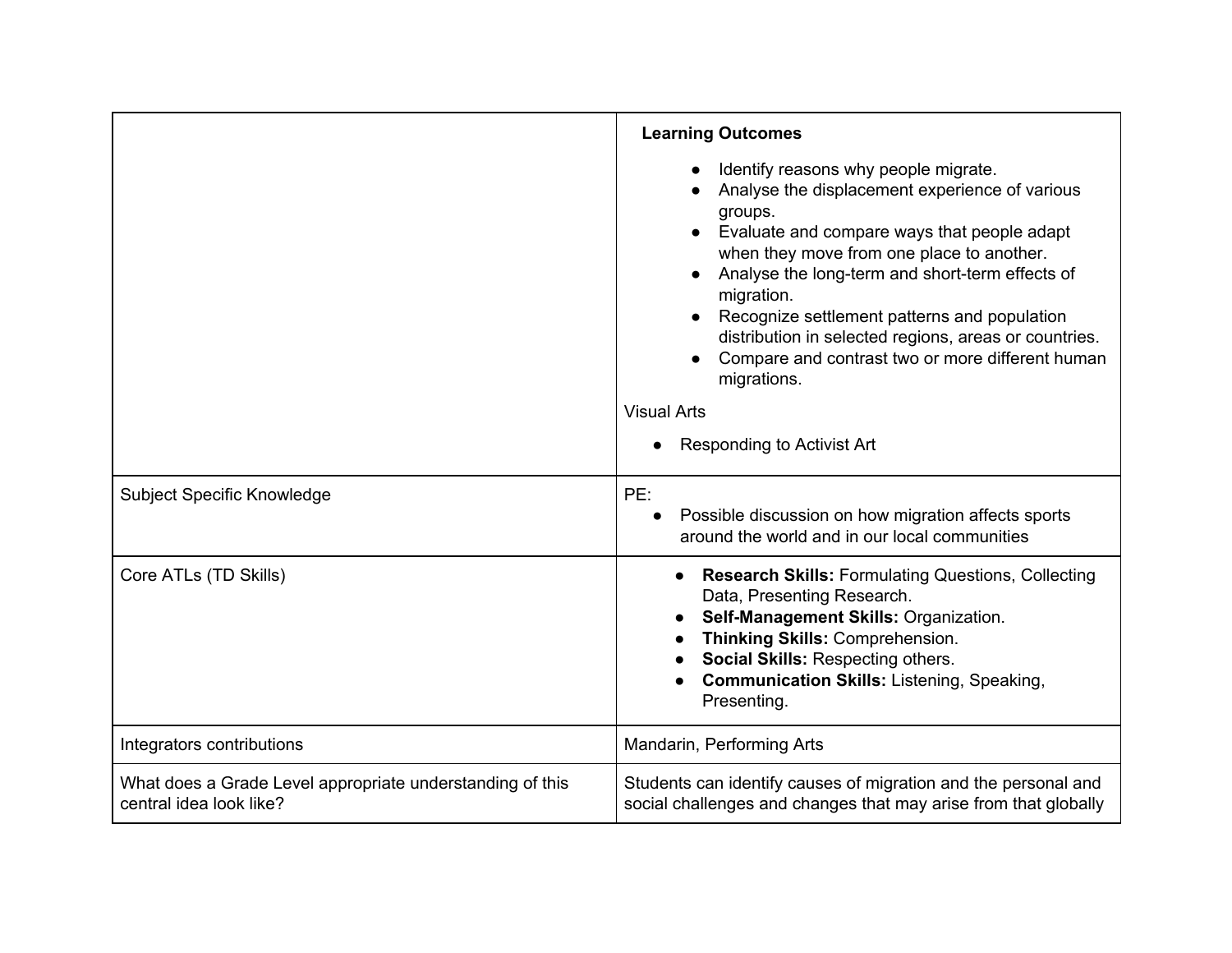| | |
|---|---|
| | **Learning Outcomes**<br>• Identify reasons why people migrate.<br>• Analyse the displacement experience of various groups.<br>• Evaluate and compare ways that people adapt when they move from one place to another.<br>• Analyse the long-term and short-term effects of migration.<br>• Recognize settlement patterns and population distribution in selected regions, areas or countries.<br>• Compare and contrast two or more different human migrations.<br><br>Visual Arts<br>• Responding to Activist Art |
| Subject Specific Knowledge | PE:<br>• Possible discussion on how migration affects sports around the world and in our local communities |
| Core ATLs (TD Skills) | • **Research Skills:** Formulating Questions, Collecting Data, Presenting Research.<br>• **Self-Management Skills:** Organization.<br>• **Thinking Skills:** Comprehension.<br>• **Social Skills:** Respecting others.<br>• **Communication Skills:** Listening, Speaking, Presenting. |
| Integrators contributions | Mandarin, Performing Arts |
| What does a Grade Level appropriate understanding of this central idea look like? | Students can identify causes of migration and the personal and social challenges and changes that may arise from that globally |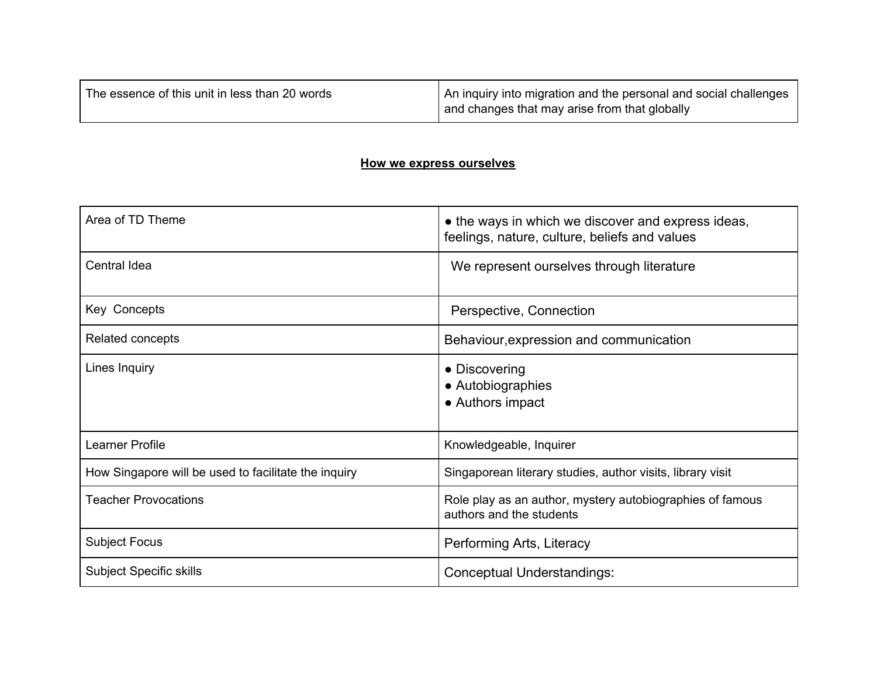| The essence of this unit in less than 20 words | An inquiry into migration and the personal and social challenges and changes that may arise from that globally |
|---|---|

## How we express ourselves

| Area of TD Theme | ● the ways in which we discover and express ideas, feelings, nature, culture, beliefs and values |
|---|---|
| Central Idea | We represent ourselves through literature |
| Key Concepts | Perspective, Connection |
| Related concepts | Behaviour,expression and communication |
| Lines Inquiry | ● Discovering<br>● Autobiographies<br>● Authors impact |
| Learner Profile | Knowledgeable, Inquirer |
| How Singapore will be used to facilitate the inquiry | Singaporean literary studies, author visits, library visit |
| Teacher Provocations | Role play as an author, mystery autobiographies of famous authors and the students |
| Subject Focus | Performing Arts, Literacy |
| Subject Specific skills | Conceptual Understandings: |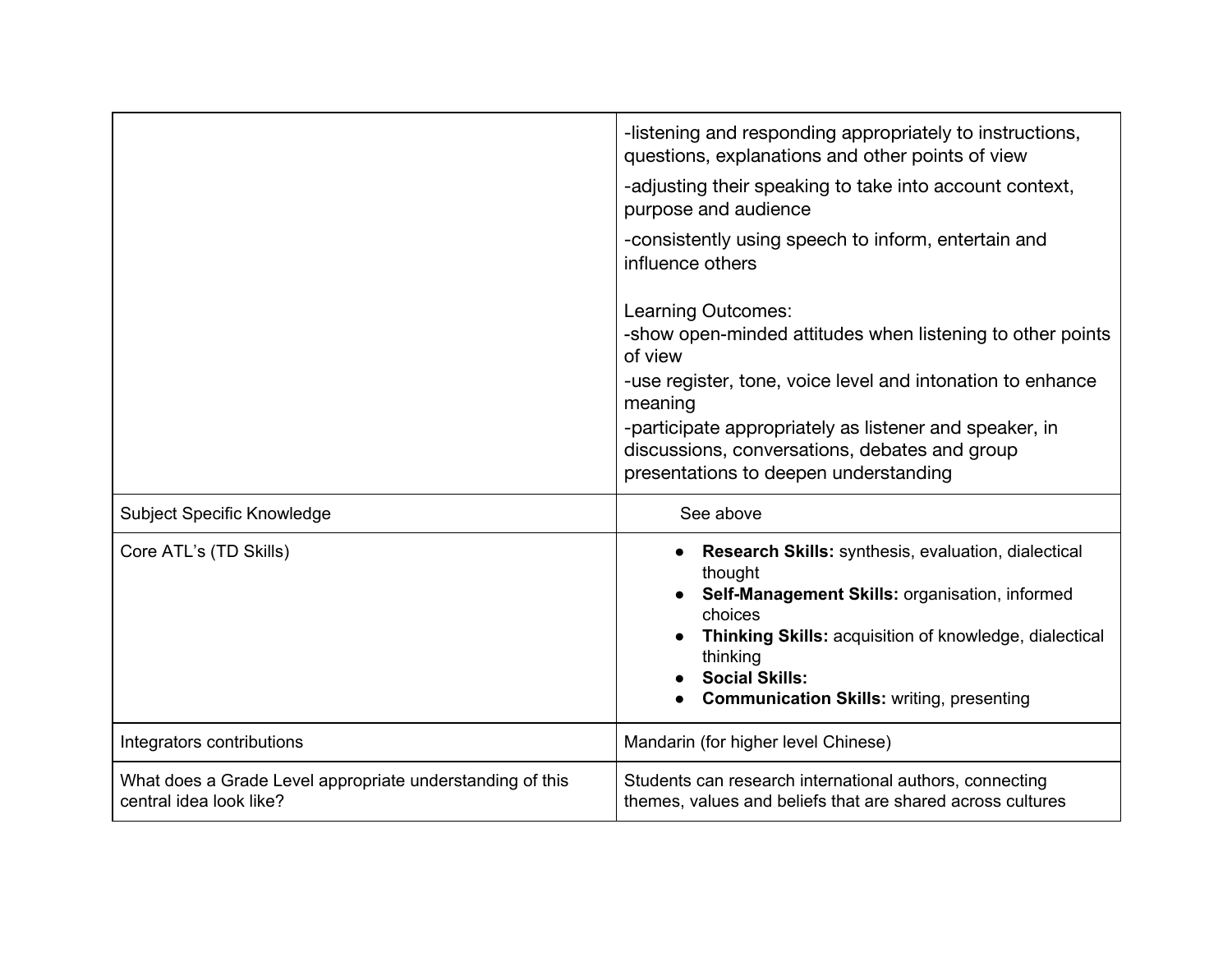| | |
|---|---|
| | -listening and responding appropriately to instructions, questions, explanations and other points of view<br>-adjusting their speaking to take into account context, purpose and audience<br>-consistently using speech to inform, entertain and influence others<br><br>Learning Outcomes:<br>-show open-minded attitudes when listening to other points of view<br>-use register, tone, voice level and intonation to enhance meaning<br>-participate appropriately as listener and speaker, in discussions, conversations, debates and group presentations to deepen understanding |
| Subject Specific Knowledge | See above |
| Core ATL's (TD Skills) | • **Research Skills:** synthesis, evaluation, dialectical thought<br>• **Self-Management Skills:** organisation, informed choices<br>• **Thinking Skills:** acquisition of knowledge, dialectical thinking<br>• **Social Skills:**<br>• **Communication Skills:** writing, presenting |
| Integrators contributions | Mandarin (for higher level Chinese) |
| What does a Grade Level appropriate understanding of this central idea look like? | Students can research international authors, connecting themes, values and beliefs that are shared across cultures |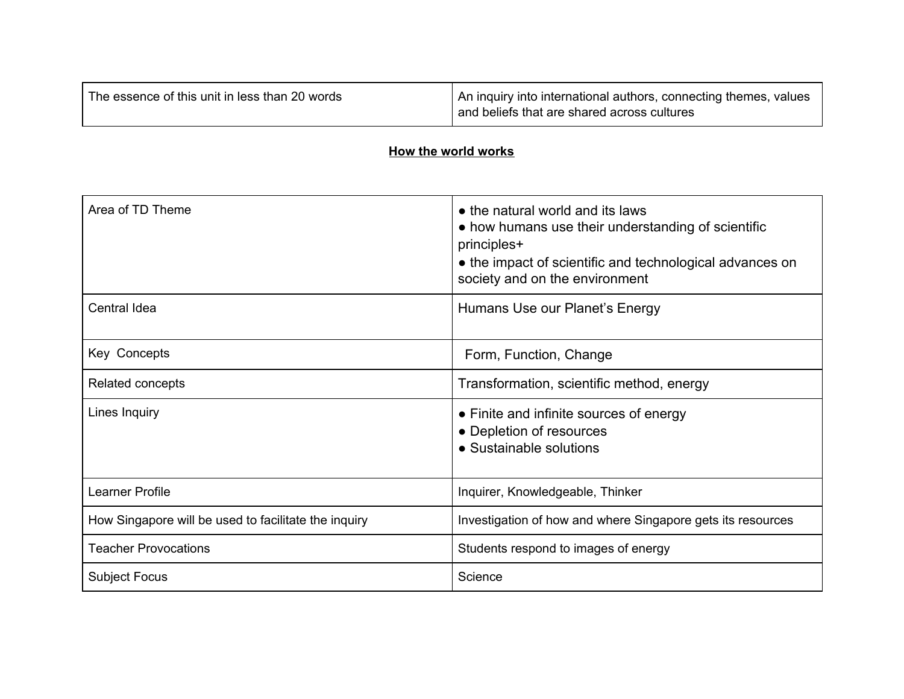| The essence of this unit in less than 20 words | An inquiry into international authors, connecting themes, values and beliefs that are shared across cultures |
|---|---|

**How the world works**

| Area of TD Theme | ● the natural world and its laws<br>● how humans use their understanding of scientific principles+<br>● the impact of scientific and technological advances on society and on the environment |
|---|---|
| Central Idea | Humans Use our Planet's Energy |
| Key Concepts | Form, Function, Change |
| Related concepts | Transformation, scientific method, energy |
| Lines Inquiry | ● Finite and infinite sources of energy<br>● Depletion of resources<br>● Sustainable solutions |
| Learner Profile | Inquirer, Knowledgeable, Thinker |
| How Singapore will be used to facilitate the inquiry | Investigation of how and where Singapore gets its resources |
| Teacher Provocations | Students respond to images of energy |
| Subject Focus | Science |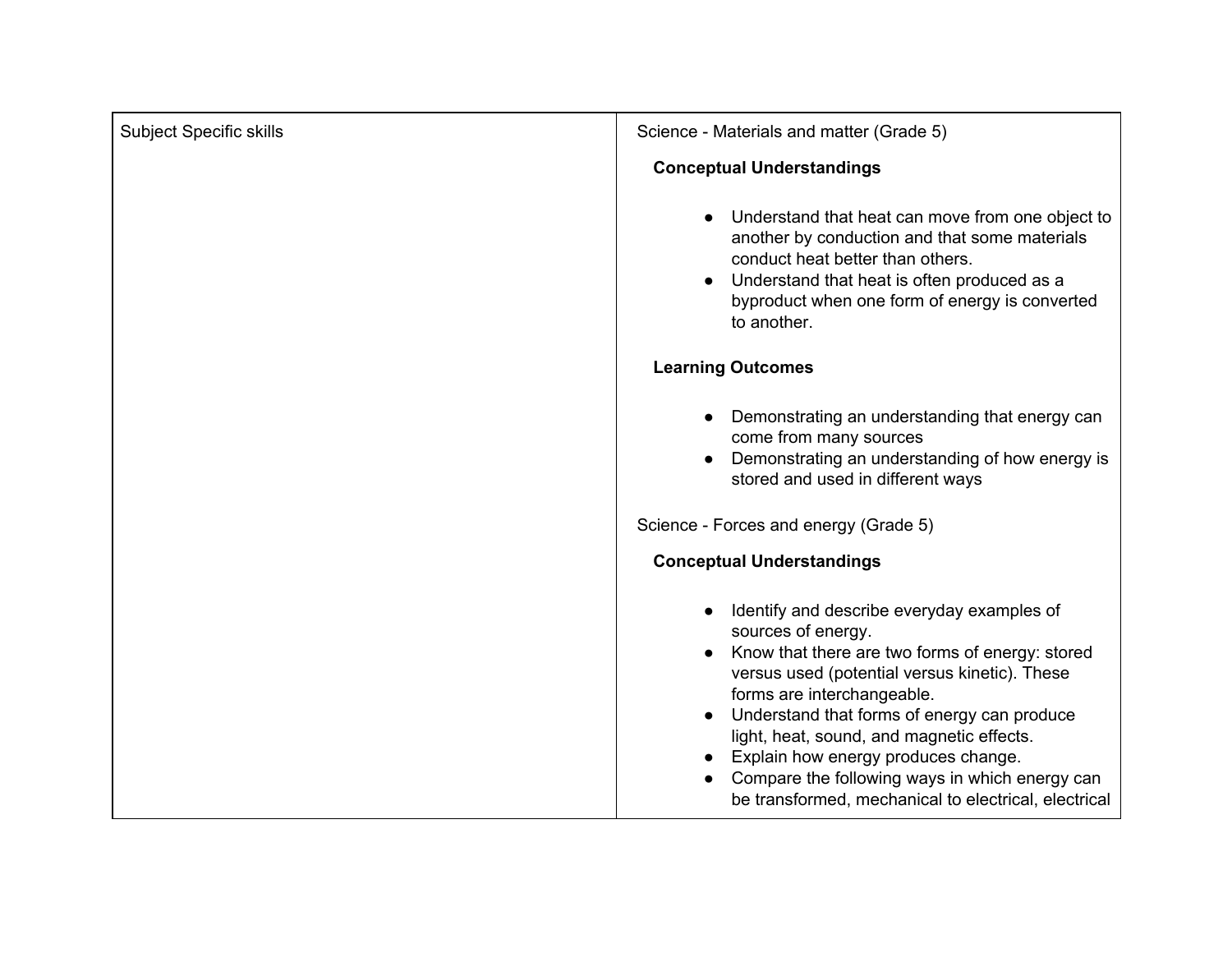| Subject Specific skills | Science - Materials and matter (Grade 5)<br><br>**Conceptual Understandings**<br><br>● Understand that heat can move from one object to another by conduction and that some materials conduct heat better than others.<br>● Understand that heat is often produced as a byproduct when one form of energy is converted to another.<br><br>**Learning Outcomes**<br><br>● Demonstrating an understanding that energy can come from many sources<br>● Demonstrating an understanding of how energy is stored and used in different ways<br><br>Science - Forces and energy (Grade 5)<br><br>**Conceptual Understandings**<br><br>● Identify and describe everyday examples of sources of energy.<br>● Know that there are two forms of energy: stored versus used (potential versus kinetic). These forms are interchangeable.<br>● Understand that forms of energy can produce light, heat, sound, and magnetic effects.<br>● Explain how energy produces change.<br>● Compare the following ways in which energy can be transformed, mechanical to electrical, electrical |
|---|---|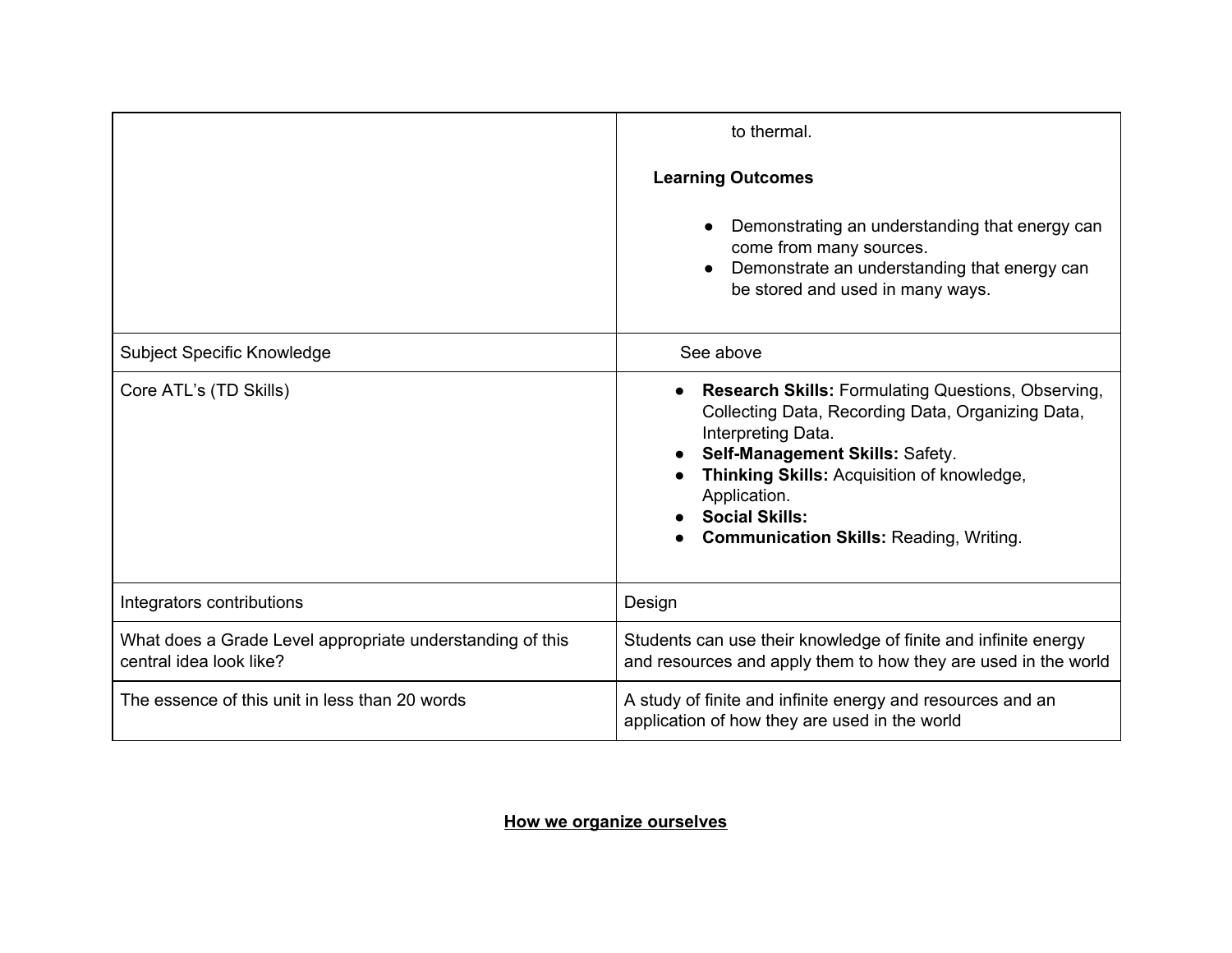| | |
|---|---|
| | to thermal.<br><br>**Learning Outcomes**<br><br>● Demonstrating an understanding that energy can come from many sources.<br>● Demonstrate an understanding that energy can be stored and used in many ways. |
| Subject Specific Knowledge | See above |
| Core ATL's (TD Skills) | ● **Research Skills:** Formulating Questions, Observing, Collecting Data, Recording Data, Organizing Data, Interpreting Data.<br>● **Self-Management Skills:** Safety.<br>● **Thinking Skills:** Acquisition of knowledge, Application.<br>● **Social Skills:**<br>● **Communication Skills:** Reading, Writing. |
| Integrators contributions | Design |
| What does a Grade Level appropriate understanding of this central idea look like? | Students can use their knowledge of finite and infinite energy and resources and apply them to how they are used in the world |
| The essence of this unit in less than 20 words | A study of finite and infinite energy and resources and an application of how they are used in the world |

**How we organize ourselves**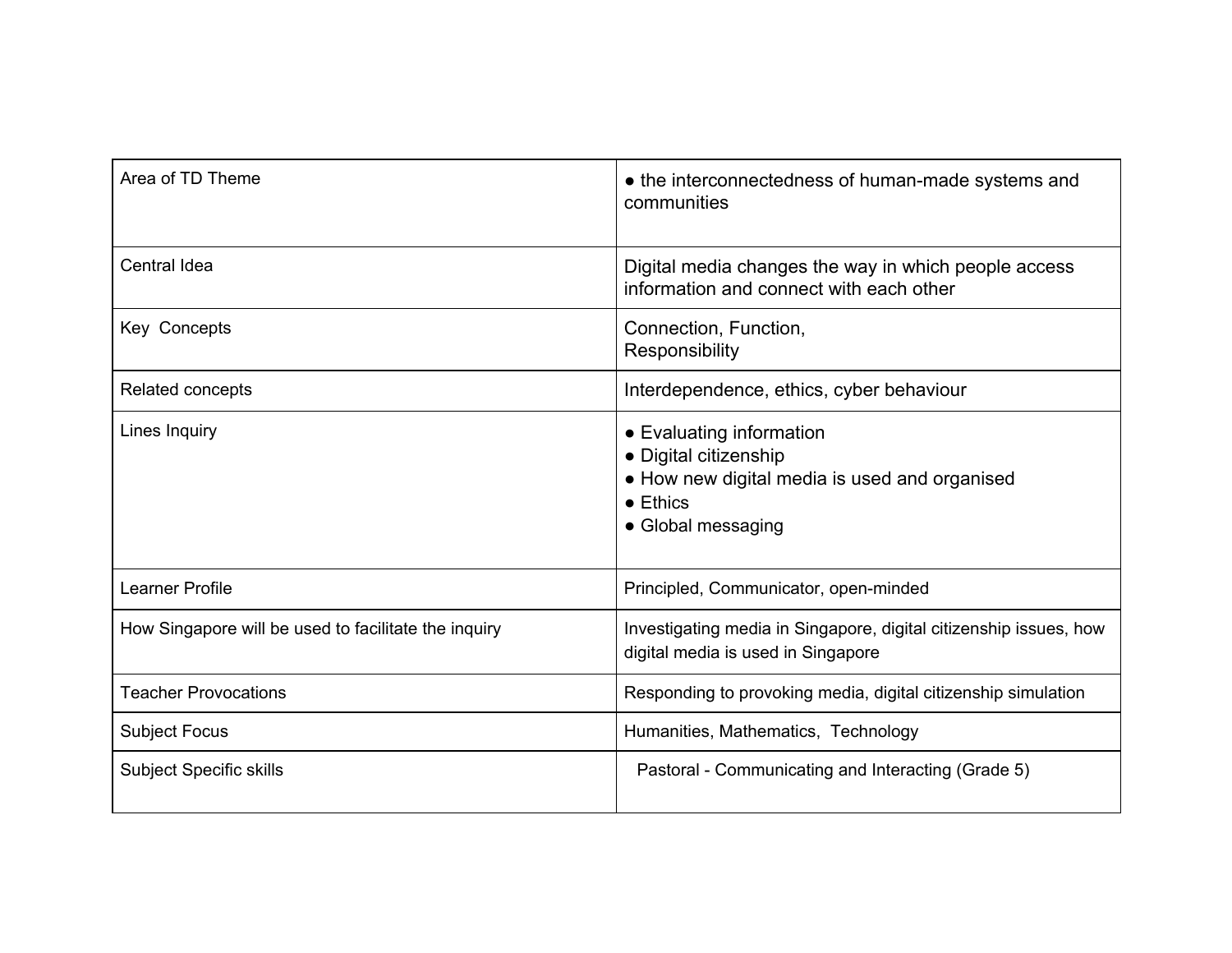| Area of TD Theme | ● the interconnectedness of human-made systems and communities |
| --- | --- |
| Central Idea | Digital media changes the way in which people access information and connect with each other |
| Key Concepts | Connection, Function,<br>Responsibility |
| Related concepts | Interdependence, ethics, cyber behaviour |
| Lines Inquiry | ● Evaluating information<br>● Digital citizenship<br>● How new digital media is used and organised<br>● Ethics<br>● Global messaging |
| Learner Profile | Principled, Communicator, open-minded |
| How Singapore will be used to facilitate the inquiry | Investigating media in Singapore, digital citizenship issues, how digital media is used in Singapore |
| Teacher Provocations | Responding to provoking media, digital citizenship simulation |
| Subject Focus | Humanities, Mathematics, Technology |
| Subject Specific skills | Pastoral - Communicating and Interacting (Grade 5) |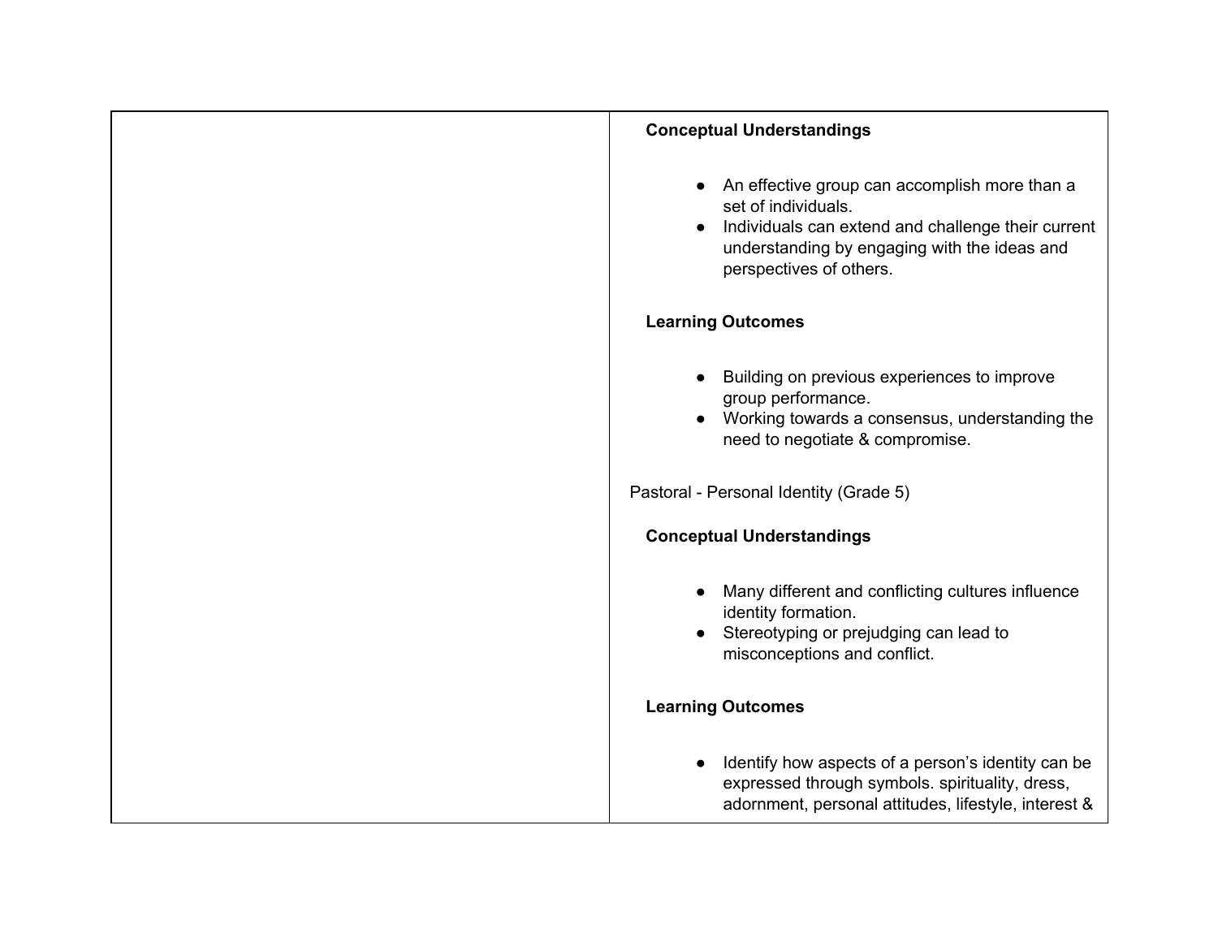| | |
|---|---|
| | **Conceptual Understandings**<br><br>● An effective group can accomplish more than a set of individuals.<br>● Individuals can extend and challenge their current understanding by engaging with the ideas and perspectives of others.<br><br>**Learning Outcomes**<br><br>● Building on previous experiences to improve group performance.<br>● Working towards a consensus, understanding the need to negotiate & compromise.<br><br>Pastoral - Personal Identity (Grade 5)<br><br>**Conceptual Understandings**<br><br>● Many different and conflicting cultures influence identity formation.<br>● Stereotyping or prejudging can lead to misconceptions and conflict.<br><br>**Learning Outcomes**<br><br>● Identify how aspects of a person's identity can be expressed through symbols. spirituality, dress, adornment, personal attitudes, lifestyle, interest & |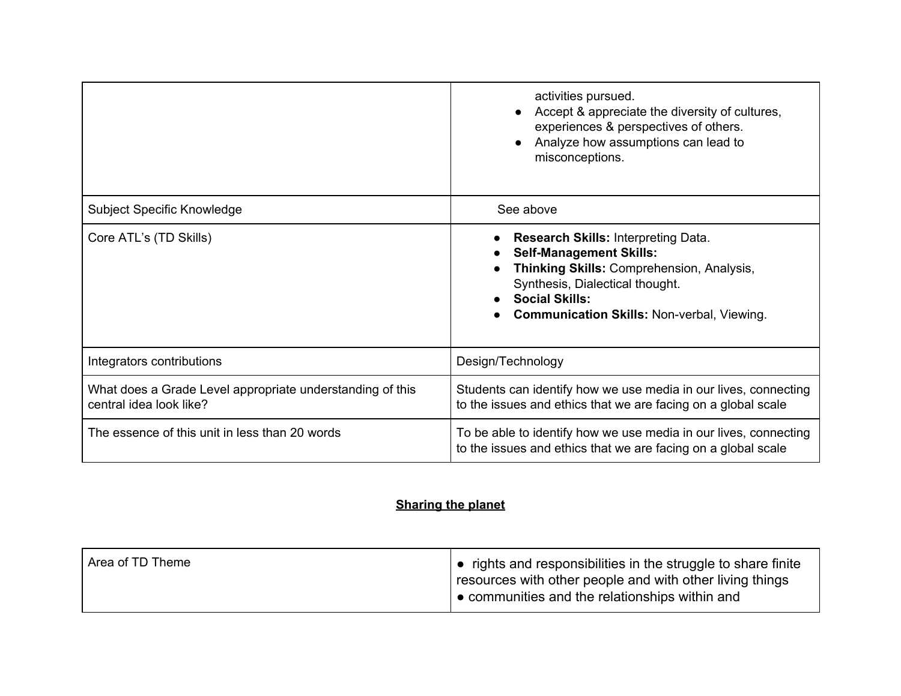| | |
|---|---|
| | activities pursued.<br>● Accept & appreciate the diversity of cultures, experiences & perspectives of others.<br>● Analyze how assumptions can lead to misconceptions. |
| Subject Specific Knowledge | See above |
| Core ATL's (TD Skills) | ● **Research Skills:** Interpreting Data.<br>● **Self-Management Skills:**<br>● **Thinking Skills:** Comprehension, Analysis, Synthesis, Dialectical thought.<br>● **Social Skills:**<br>● **Communication Skills:** Non-verbal, Viewing. |
| Integrators contributions | Design/Technology |
| What does a Grade Level appropriate understanding of this central idea look like? | Students can identify how we use media in our lives, connecting to the issues and ethics that we are facing on a global scale |
| The essence of this unit in less than 20 words | To be able to identify how we use media in our lives, connecting to the issues and ethics that we are facing on a global scale |

## **<u>Sharing the planet</u>**

| | |
|---|---|
| Area of TD Theme | ● rights and responsibilities in the struggle to share finite resources with other people and with other living things<br>● communities and the relationships within and |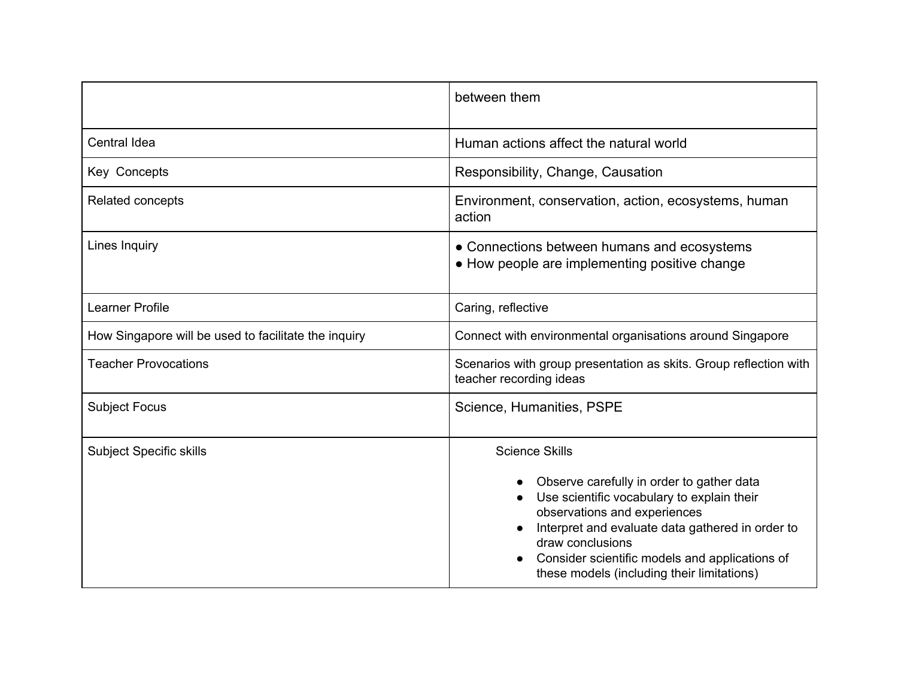| | |
|---|---|
| | between them |
| Central Idea | Human actions affect the natural world |
| Key Concepts | Responsibility, Change, Causation |
| Related concepts | Environment, conservation, action, ecosystems, human action |
| Lines Inquiry | ● Connections between humans and ecosystems<br>● How people are implementing positive change |
| Learner Profile | Caring, reflective |
| How Singapore will be used to facilitate the inquiry | Connect with environmental organisations around Singapore |
| Teacher Provocations | Scenarios with group presentation as skits. Group reflection with teacher recording ideas |
| Subject Focus | Science, Humanities, PSPE |
| Subject Specific skills | Science Skills<br>● Observe carefully in order to gather data<br>● Use scientific vocabulary to explain their observations and experiences<br>● Interpret and evaluate data gathered in order to draw conclusions<br>● Consider scientific models and applications of these models (including their limitations) |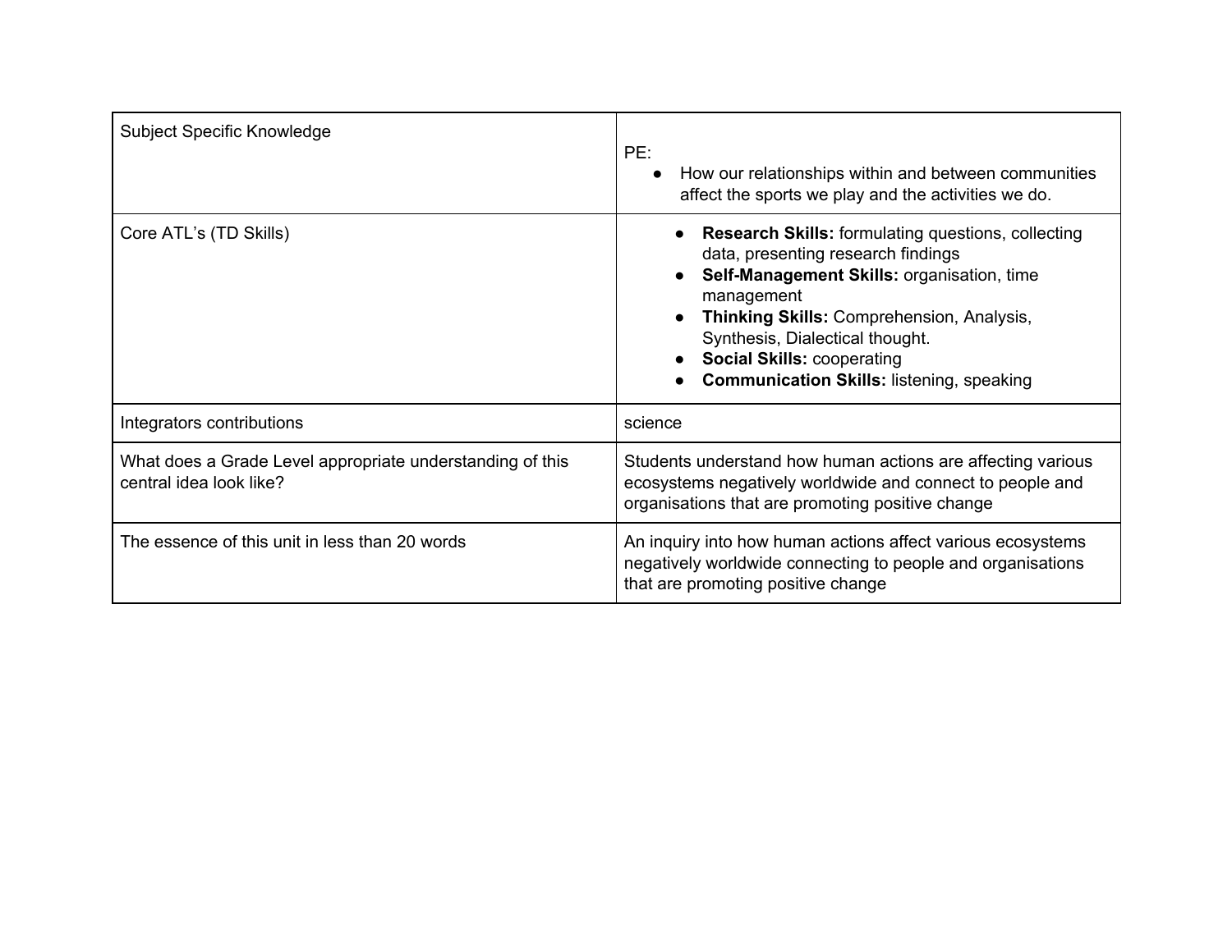| | |
|---|---|
| Subject Specific Knowledge | PE:<br>● How our relationships within and between communities affect the sports we play and the activities we do. |
| Core ATL's (TD Skills) | ● **Research Skills:** formulating questions, collecting data, presenting research findings<br>● **Self-Management Skills:** organisation, time management<br>● **Thinking Skills:** Comprehension, Analysis, Synthesis, Dialectical thought.<br>● **Social Skills:** cooperating<br>● **Communication Skills:** listening, speaking |
| Integrators contributions | science |
| What does a Grade Level appropriate understanding of this central idea look like? | Students understand how human actions are affecting various ecosystems negatively worldwide and connect to people and organisations that are promoting positive change |
| The essence of this unit in less than 20 words | An inquiry into how human actions affect various ecosystems negatively worldwide connecting to people and organisations that are promoting positive change |